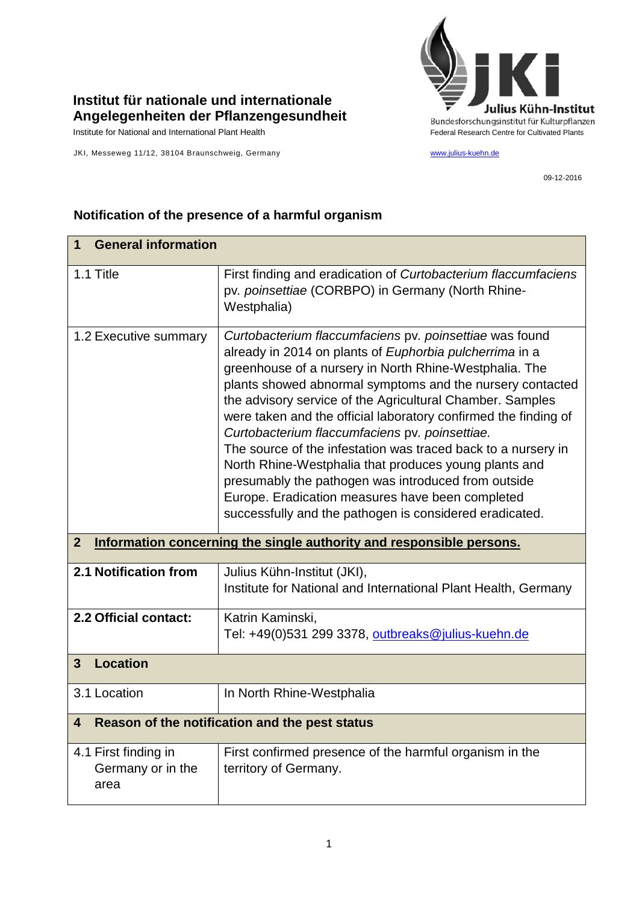**Institut für nationale und internationale Angelegenheiten der Pflanzengesundheit**
Institute for National and International Plant Health

JKI, Messeweg 11/12, 38104 Braunschweig, Germany

**Julius Kühn-Institut**
Bundesforschungsinstitut für Kulturpflanzen
Federal Research Centre for Cultivated Plants

www.julius-kuehn.de

09-12-2016

## Notification of the presence of a harmful organism

| **1 General information** | |
|---|---|
| 1.1 Title | First finding and eradication of *Curtobacterium flaccumfaciens* pv. *poinsettiae* (CORBPO) in Germany (North Rhine-Westphalia) |
| 1.2 Executive summary | *Curtobacterium flaccumfaciens* pv. *poinsettiae* was found already in 2014 on plants of *Euphorbia pulcherrima* in a greenhouse of a nursery in North Rhine-Westphalia. The plants showed abnormal symptoms and the nursery contacted the advisory service of the Agricultural Chamber. Samples were taken and the official laboratory confirmed the finding of *Curtobacterium flaccumfaciens* pv. *poinsettiae*. The source of the infestation was traced back to a nursery in North Rhine-Westphalia that produces young plants and presumably the pathogen was introduced from outside Europe. Eradication measures have been completed successfully and the pathogen is considered eradicated. |
| **2 Information concerning the single authority and responsible persons.** | |
| **2.1 Notification from** | Julius Kühn-Institut (JKI), Institute for National and International Plant Health, Germany |
| **2.2 Official contact:** | Katrin Kaminski, Tel: +49(0)531 299 3378, outbreaks@julius-kuehn.de |
| **3 Location** | |
| 3.1 Location | In North Rhine-Westphalia |
| **4 Reason of the notification and the pest status** | |
| 4.1 First finding in Germany or in the area | First confirmed presence of the harmful organism in the territory of Germany. |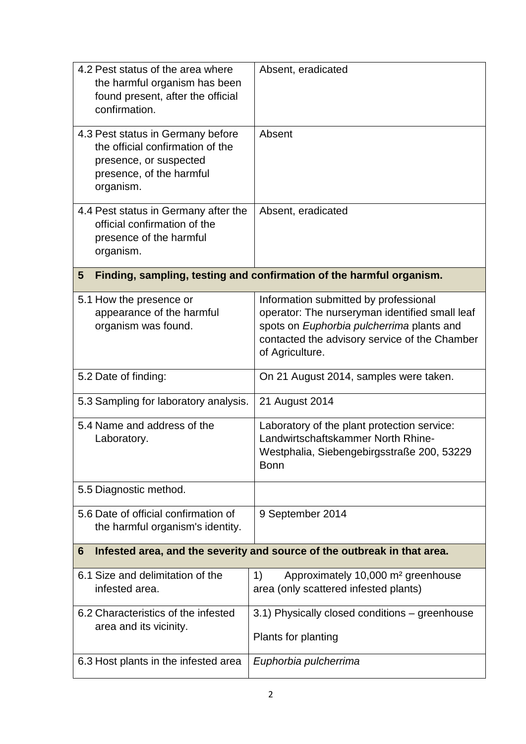| | |
|---|---|
| 4.2 Pest status of the area where the harmful organism has been found present, after the official confirmation. | Absent, eradicated |
| 4.3 Pest status in Germany before the official confirmation of the presence, or suspected presence, of the harmful organism. | Absent |
| 4.4 Pest status in Germany after the official confirmation of the presence of the harmful organism. | Absent, eradicated |
| **5 Finding, sampling, testing and confirmation of the harmful organism.** | |
| 5.1 How the presence or appearance of the harmful organism was found. | Information submitted by professional operator: The nurseryman identified small leaf spots on *Euphorbia pulcherrima* plants and contacted the advisory service of the Chamber of Agriculture. |
| 5.2 Date of finding: | On 21 August 2014, samples were taken. |
| 5.3 Sampling for laboratory analysis. | 21 August 2014 |
| 5.4 Name and address of the Laboratory. | Laboratory of the plant protection service: Landwirtschaftskammer North Rhine-Westphalia, Siebengebirgsstraße 200, 53229 Bonn |
| 5.5 Diagnostic method. | |
| 5.6 Date of official confirmation of the harmful organism's identity. | 9 September 2014 |
| **6 Infested area, and the severity and source of the outbreak in that area.** | |
| 6.1 Size and delimitation of the infested area. | 1) Approximately 10,000 m² greenhouse area (only scattered infested plants) |
| 6.2 Characteristics of the infested area and its vicinity. | 3.1) Physically closed conditions – greenhouse<br><br>Plants for planting |
| 6.3 Host plants in the infested area | *Euphorbia pulcherrima* |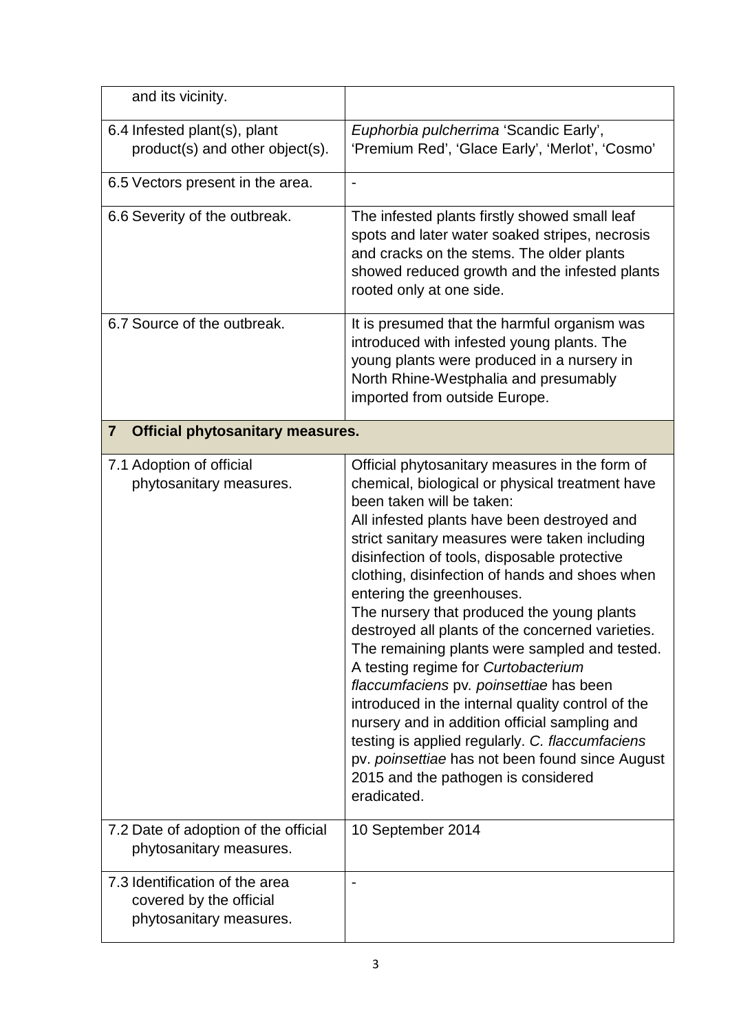| | |
|---|---|
| and its vicinity. | |
| 6.4 Infested plant(s), plant product(s) and other object(s). | *Euphorbia pulcherrima* 'Scandic Early', 'Premium Red', 'Glace Early', 'Merlot', 'Cosmo' |
| 6.5 Vectors present in the area. | - |
| 6.6 Severity of the outbreak. | The infested plants firstly showed small leaf spots and later water soaked stripes, necrosis and cracks on the stems. The older plants showed reduced growth and the infested plants rooted only at one side. |
| 6.7 Source of the outbreak. | It is presumed that the harmful organism was introduced with infested young plants. The young plants were produced in a nursery in North Rhine-Westphalia and presumably imported from outside Europe. |
| **7 Official phytosanitary measures.** | |
| 7.1 Adoption of official phytosanitary measures. | Official phytosanitary measures in the form of chemical, biological or physical treatment have been taken will be taken:<br>All infested plants have been destroyed and strict sanitary measures were taken including disinfection of tools, disposable protective clothing, disinfection of hands and shoes when entering the greenhouses.<br>The nursery that produced the young plants destroyed all plants of the concerned varieties. The remaining plants were sampled and tested. A testing regime for *Curtobacterium flaccumfaciens* pv. *poinsettiae* has been introduced in the internal quality control of the nursery and in addition official sampling and testing is applied regularly. *C. flaccumfaciens* pv. *poinsettiae* has not been found since August 2015 and the pathogen is considered eradicated. |
| 7.2 Date of adoption of the official phytosanitary measures. | 10 September 2014 |
| 7.3 Identification of the area covered by the official phytosanitary measures. | - |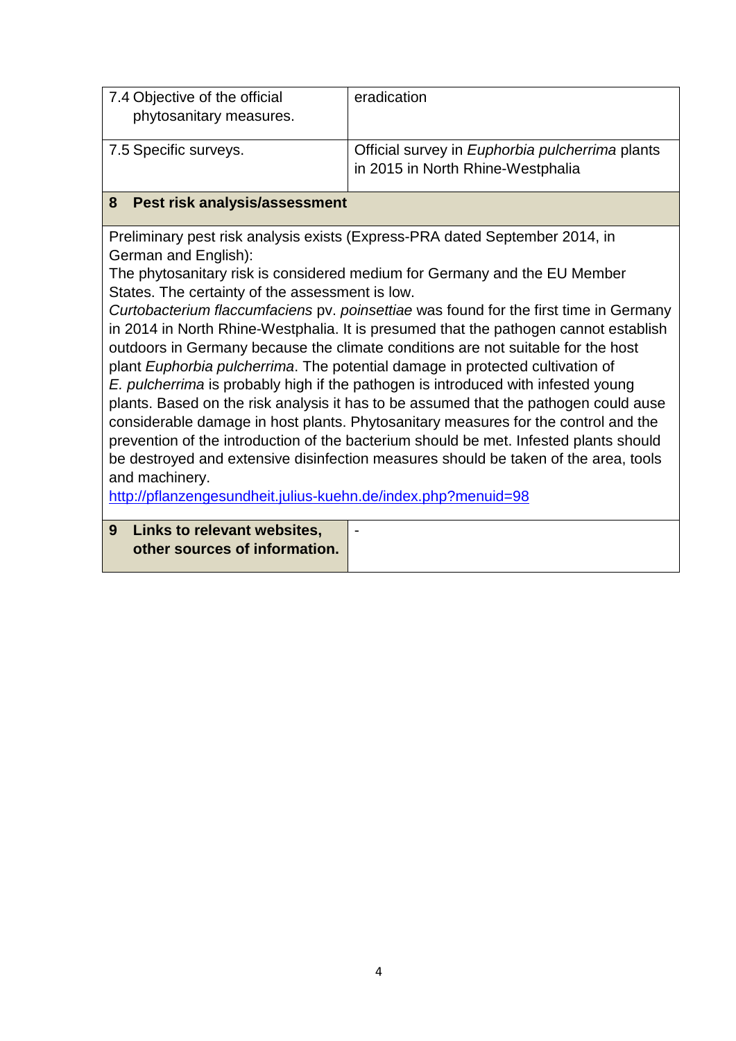| | |
|---|---|
| 7.4 Objective of the official phytosanitary measures. | eradication |
| 7.5 Specific surveys. | Official survey in *Euphorbia pulcherrima* plants in 2015 in North Rhine-Westphalia |

## 8 Pest risk analysis/assessment

Preliminary pest risk analysis exists (Express-PRA dated September 2014, in German and English):

The phytosanitary risk is considered medium for Germany and the EU Member States. The certainty of the assessment is low.

*Curtobacterium flaccumfaciens* pv. *poinsettiae* was found for the first time in Germany in 2014 in North Rhine-Westphalia. It is presumed that the pathogen cannot establish outdoors in Germany because the climate conditions are not suitable for the host plant *Euphorbia pulcherrima*. The potential damage in protected cultivation of *E. pulcherrima* is probably high if the pathogen is introduced with infested young plants. Based on the risk analysis it has to be assumed that the pathogen could ause considerable damage in host plants. Phytosanitary measures for the control and the prevention of the introduction of the bacterium should be met. Infested plants should be destroyed and extensive disinfection measures should be taken of the area, tools and machinery.

http://pflanzengesundheit.julius-kuehn.de/index.php?menuid=98

| | |
|---|---|
| **9 Links to relevant websites, other sources of information.** | - |